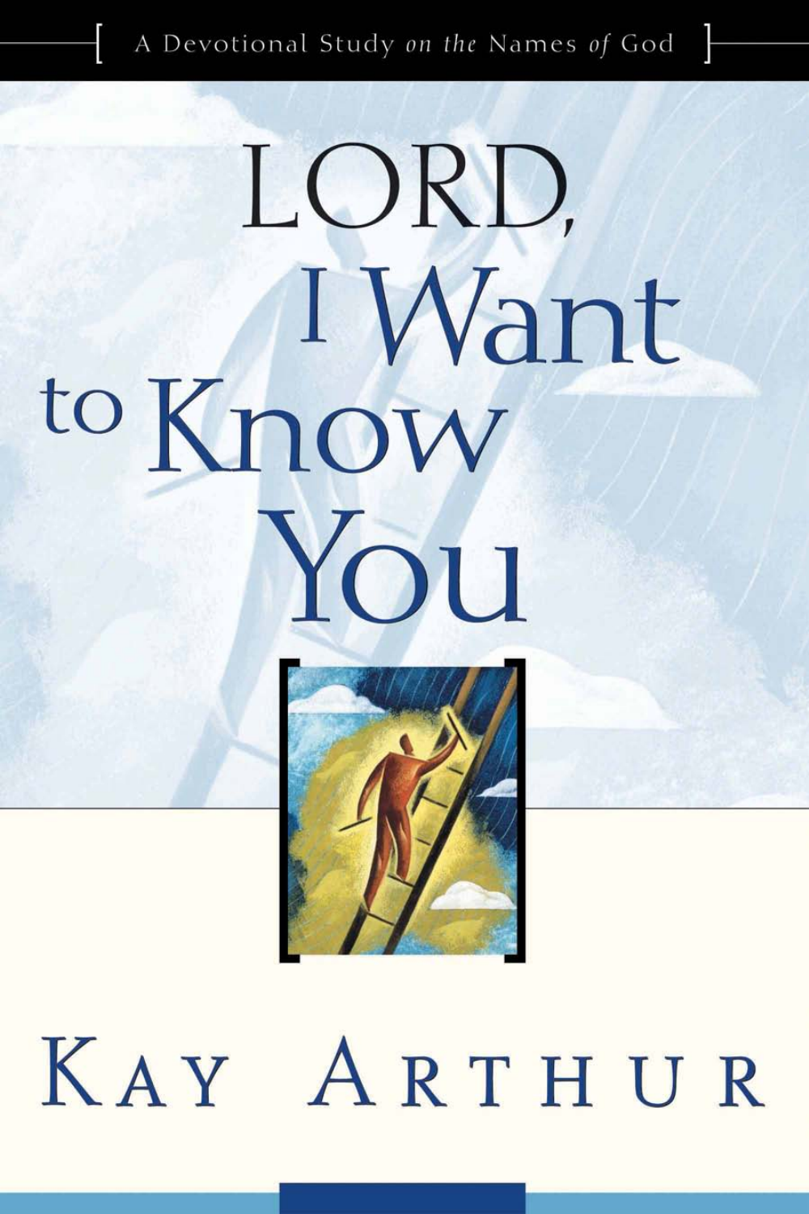A Devotional Study *on the* Names *of* God

# LORD, I Want to Know You

KAY ARTHUR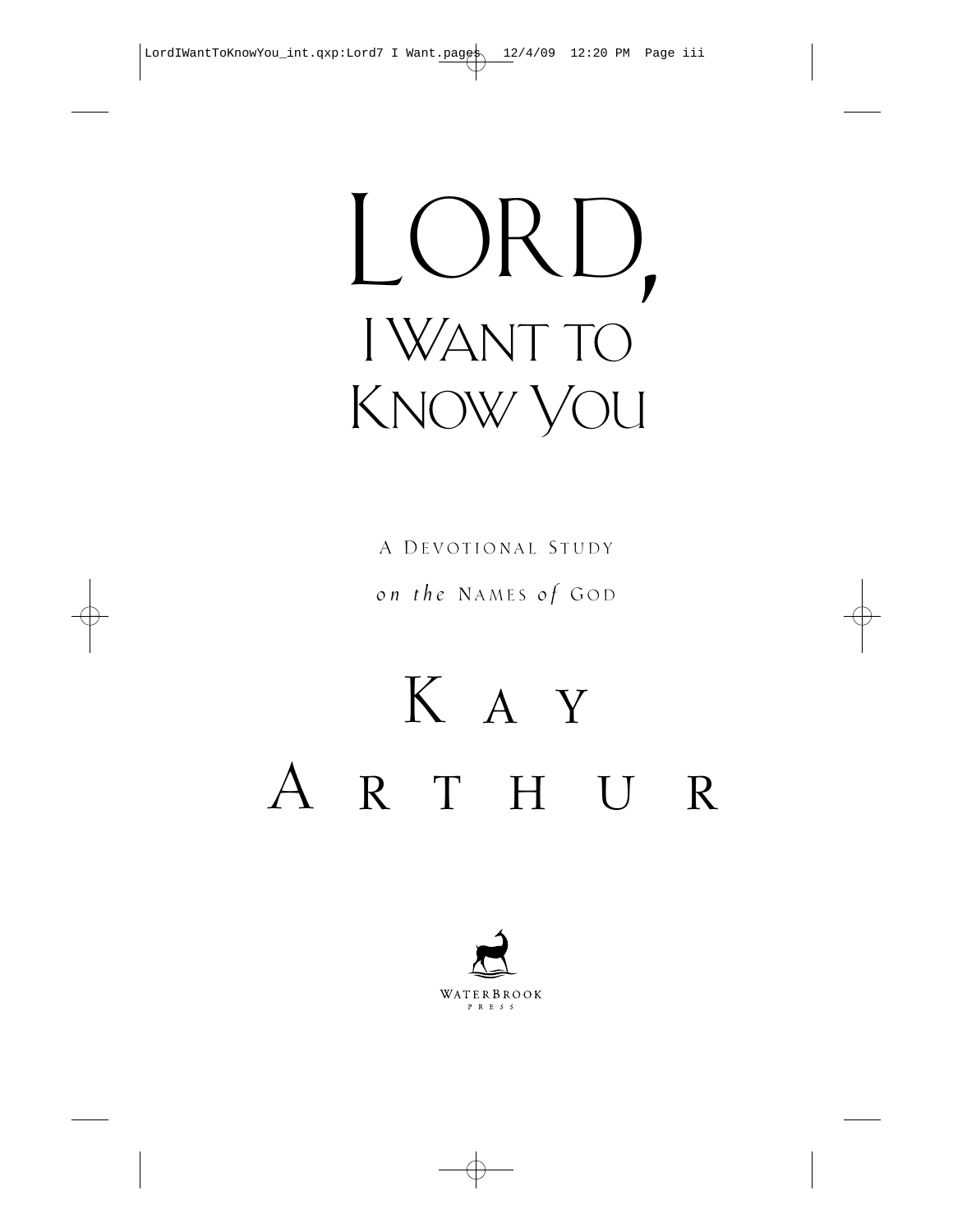# Lord, I Want to Know You

A Devotional Study

*on the* Names *of* God

## Kay Arthur

WaterBrook Press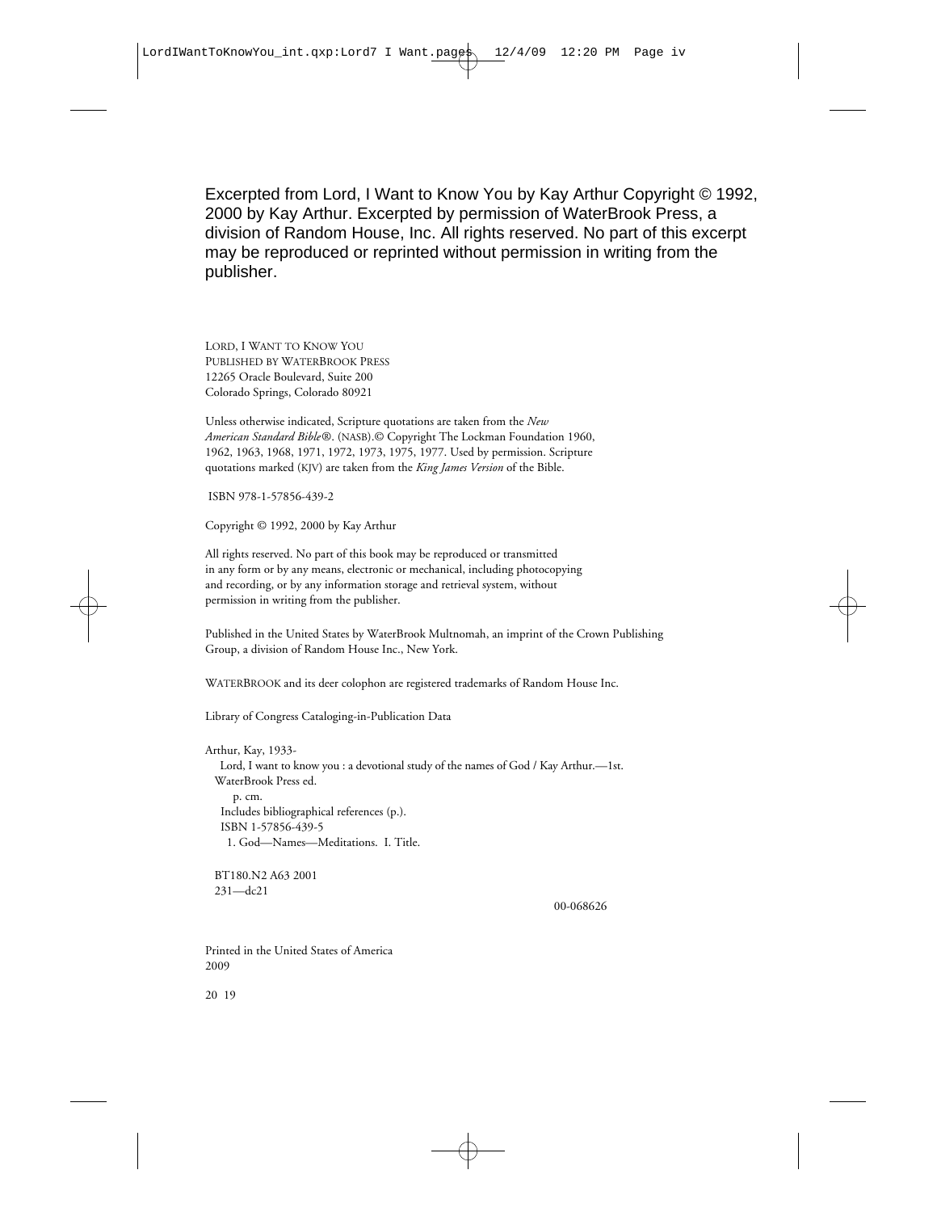Excerpted from Lord, I Want to Know You by Kay Arthur Copyright © 1992, 2000 by Kay Arthur. Excerpted by permission of WaterBrook Press, a division of Random House, Inc. All rights reserved. No part of this excerpt may be reproduced or reprinted without permission in writing from the publisher.

LORD, I WANT TO KNOW YOU
PUBLISHED BY WATERBROOK PRESS
12265 Oracle Boulevard, Suite 200
Colorado Springs, Colorado 80921

Unless otherwise indicated, Scripture quotations are taken from the *New American Standard Bible®*. (NASB).© Copyright The Lockman Foundation 1960, 1962, 1963, 1968, 1971, 1972, 1973, 1975, 1977. Used by permission. Scripture quotations marked (KJV) are taken from the *King James Version* of the Bible.

ISBN 978-1-57856-439-2

Copyright © 1992, 2000 by Kay Arthur

All rights reserved. No part of this book may be reproduced or transmitted in any form or by any means, electronic or mechanical, including photocopying and recording, or by any information storage and retrieval system, without permission in writing from the publisher.

Published in the United States by WaterBrook Multnomah, an imprint of the Crown Publishing Group, a division of Random House Inc., New York.

WATERBROOK and its deer colophon are registered trademarks of Random House Inc.

Library of Congress Cataloging-in-Publication Data

Arthur, Kay, 1933-
Lord, I want to know you : a devotional study of the names of God / Kay Arthur.—1st.
WaterBrook Press ed.
p. cm.
Includes bibliographical references (p.).
ISBN 1-57856-439-5
1. God—Names—Meditations. I. Title.

BT180.N2 A63 2001
231—dc21

00-068626

Printed in the United States of America
2009

20 19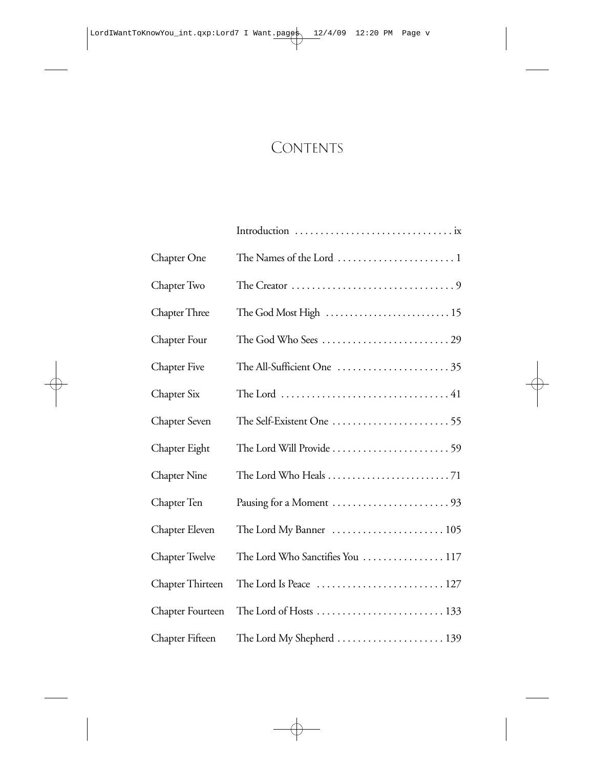# Contents

| | | |
|---|---|---|
| | Introduction | ix |
| Chapter One | The Names of the Lord | 1 |
| Chapter Two | The Creator | 9 |
| Chapter Three | The God Most High | 15 |
| Chapter Four | The God Who Sees | 29 |
| Chapter Five | The All-Sufficient One | 35 |
| Chapter Six | The Lord | 41 |
| Chapter Seven | The Self-Existent One | 55 |
| Chapter Eight | The Lord Will Provide | 59 |
| Chapter Nine | The Lord Who Heals | 71 |
| Chapter Ten | Pausing for a Moment | 93 |
| Chapter Eleven | The Lord My Banner | 105 |
| Chapter Twelve | The Lord Who Sanctifies You | 117 |
| Chapter Thirteen | The Lord Is Peace | 127 |
| Chapter Fourteen | The Lord of Hosts | 133 |
| Chapter Fifteen | The Lord My Shepherd | 139 |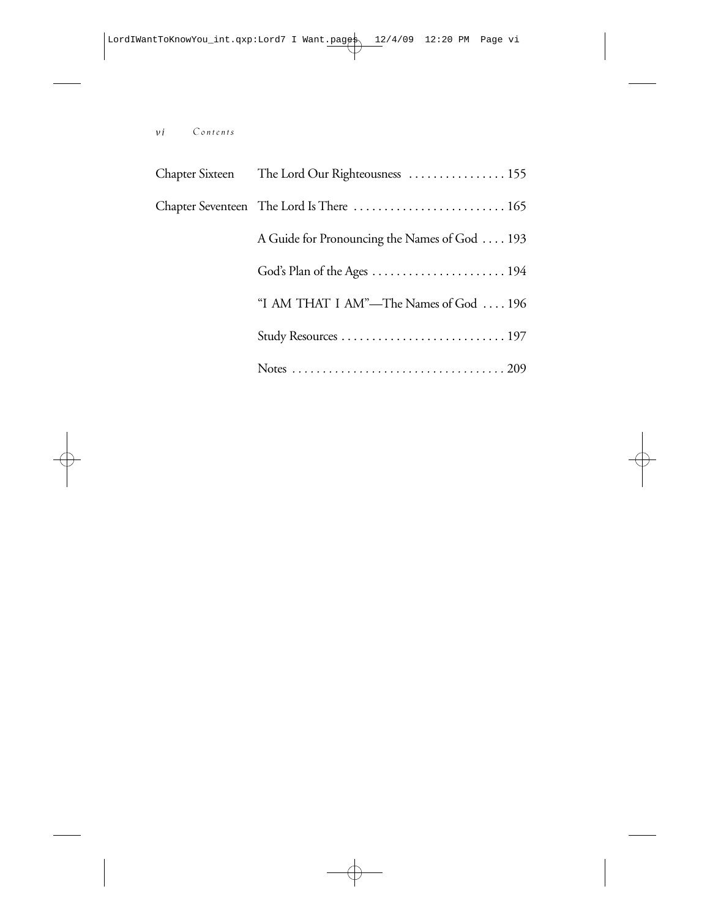| | | |
|---|---|---|
| Chapter Sixteen | The Lord Our Righteousness | 155 |
| Chapter Seventeen | The Lord Is There | 165 |
| | A Guide for Pronouncing the Names of God | 193 |
| | God's Plan of the Ages | 194 |
| | "I AM THAT I AM"—The Names of God | 196 |
| | Study Resources | 197 |
| | Notes | 209 |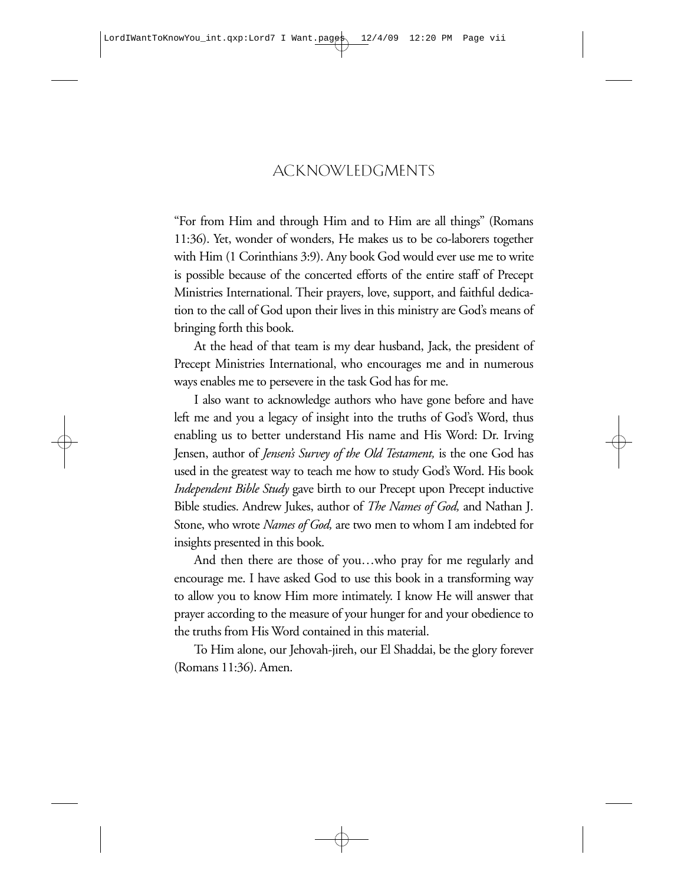# ACKNOWLEDGMENTS

"For from Him and through Him and to Him are all things" (Romans 11:36). Yet, wonder of wonders, He makes us to be co-laborers together with Him (1 Corinthians 3:9). Any book God would ever use me to write is possible because of the concerted efforts of the entire staff of Precept Ministries International. Their prayers, love, support, and faithful dedication to the call of God upon their lives in this ministry are God's means of bringing forth this book.

At the head of that team is my dear husband, Jack, the president of Precept Ministries International, who encourages me and in numerous ways enables me to persevere in the task God has for me.

I also want to acknowledge authors who have gone before and have left me and you a legacy of insight into the truths of God's Word, thus enabling us to better understand His name and His Word: Dr. Irving Jensen, author of *Jensen's Survey of the Old Testament,* is the one God has used in the greatest way to teach me how to study God's Word. His book *Independent Bible Study* gave birth to our Precept upon Precept inductive Bible studies. Andrew Jukes, author of *The Names of God,* and Nathan J. Stone, who wrote *Names of God,* are two men to whom I am indebted for insights presented in this book.

And then there are those of you…who pray for me regularly and encourage me. I have asked God to use this book in a transforming way to allow you to know Him more intimately. I know He will answer that prayer according to the measure of your hunger for and your obedience to the truths from His Word contained in this material.

To Him alone, our Jehovah-jireh, our El Shaddai, be the glory forever (Romans 11:36). Amen.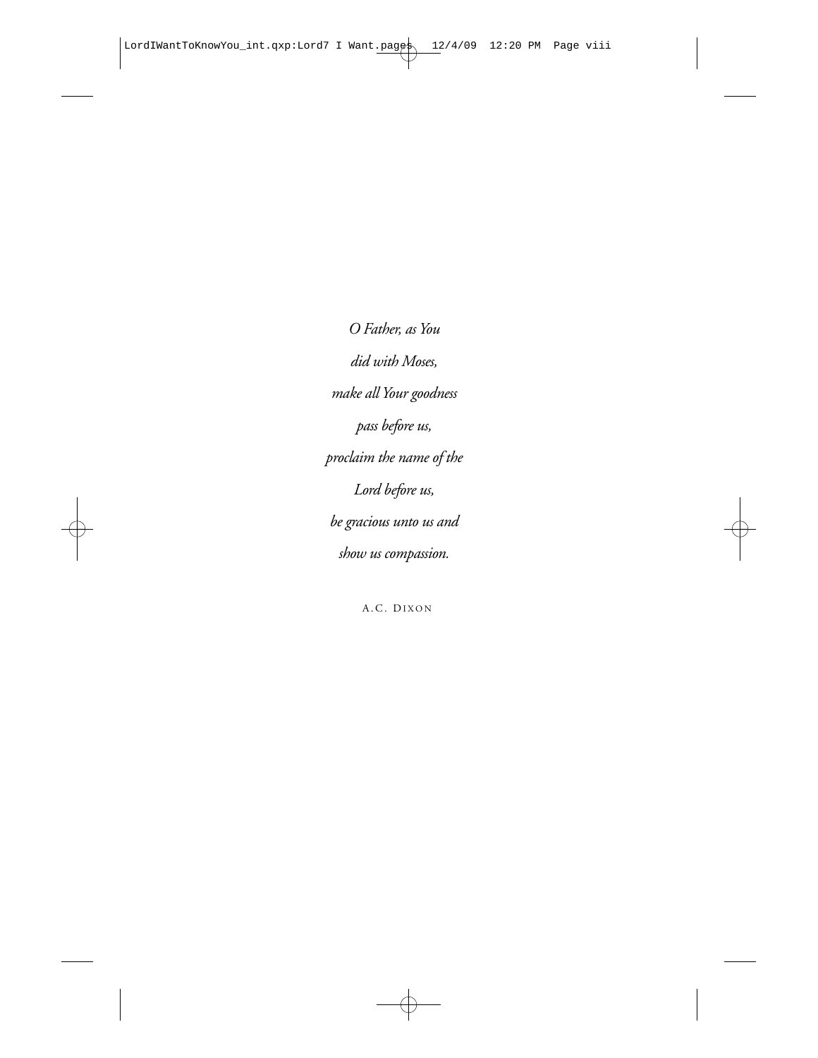*O Father, as You*

*did with Moses,*

*make all Your goodness*

*pass before us,*

*proclaim the name of the*

*Lord before us,*

*be gracious unto us and*

*show us compassion.*

A.C. DIXON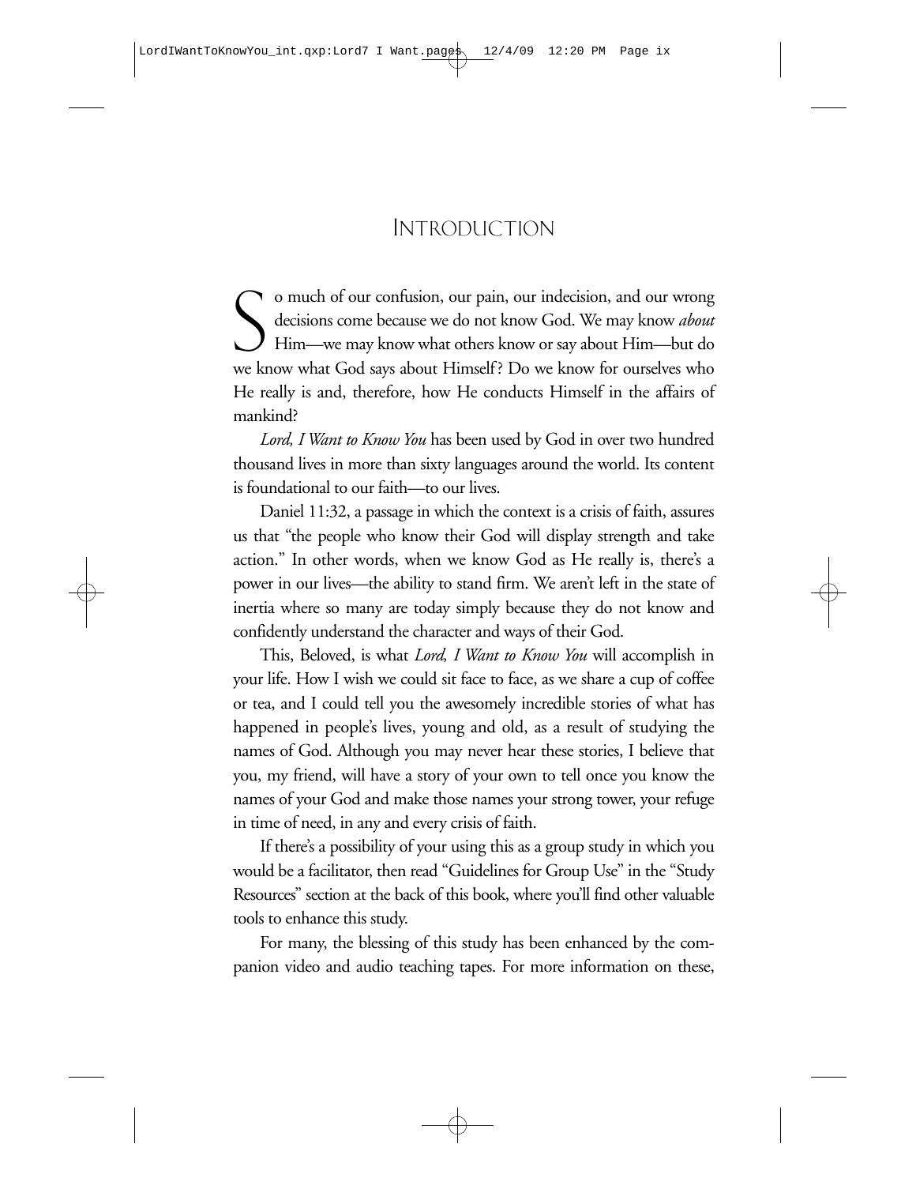# Introduction

So much of our confusion, our pain, our indecision, and our wrong decisions come because we do not know God. We may know *about* Him—we may know what others know or say about Him—but do we know what God says about Himself? Do we know for ourselves who He really is and, therefore, how He conducts Himself in the affairs of mankind?

*Lord, I Want to Know You* has been used by God in over two hundred thousand lives in more than sixty languages around the world. Its content is foundational to our faith—to our lives.

Daniel 11:32, a passage in which the context is a crisis of faith, assures us that "the people who know their God will display strength and take action." In other words, when we know God as He really is, there's a power in our lives—the ability to stand firm. We aren't left in the state of inertia where so many are today simply because they do not know and confidently understand the character and ways of their God.

This, Beloved, is what *Lord, I Want to Know You* will accomplish in your life. How I wish we could sit face to face, as we share a cup of coffee or tea, and I could tell you the awesomely incredible stories of what has happened in people's lives, young and old, as a result of studying the names of God. Although you may never hear these stories, I believe that you, my friend, will have a story of your own to tell once you know the names of your God and make those names your strong tower, your refuge in time of need, in any and every crisis of faith.

If there's a possibility of your using this as a group study in which you would be a facilitator, then read "Guidelines for Group Use" in the "Study Resources" section at the back of this book, where you'll find other valuable tools to enhance this study.

For many, the blessing of this study has been enhanced by the companion video and audio teaching tapes. For more information on these,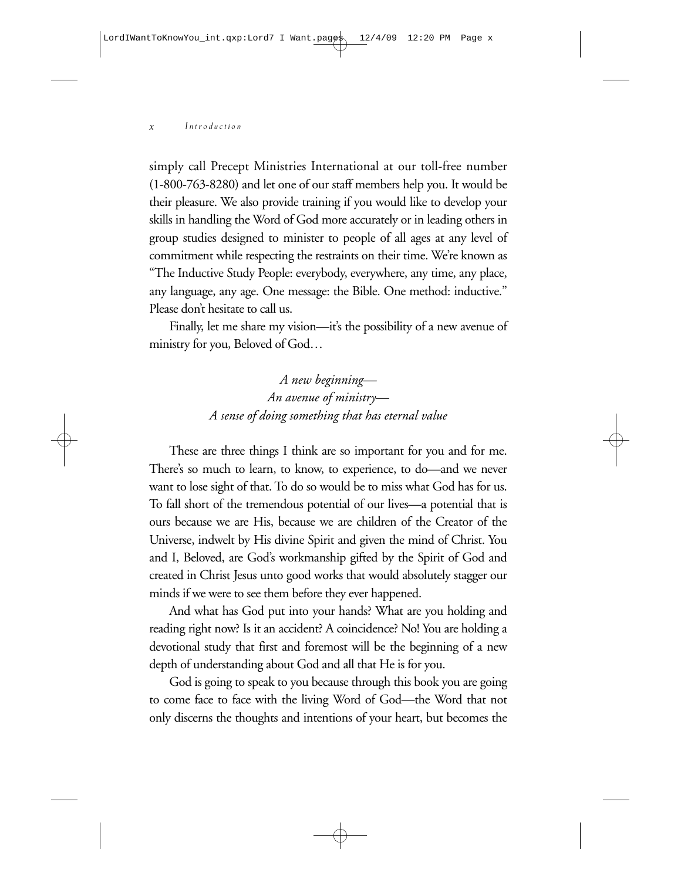simply call Precept Ministries International at our toll-free number (1-800-763-8280) and let one of our staff members help you. It would be their pleasure. We also provide training if you would like to develop your skills in handling the Word of God more accurately or in leading others in group studies designed to minister to people of all ages at any level of commitment while respecting the restraints on their time. We're known as "The Inductive Study People: everybody, everywhere, any time, any place, any language, any age. One message: the Bible. One method: inductive." Please don't hesitate to call us.

Finally, let me share my vision—it's the possibility of a new avenue of ministry for you, Beloved of God…

*A new beginning—*
*An avenue of ministry—*
*A sense of doing something that has eternal value*

These are three things I think are so important for you and for me. There's so much to learn, to know, to experience, to do—and we never want to lose sight of that. To do so would be to miss what God has for us. To fall short of the tremendous potential of our lives—a potential that is ours because we are His, because we are children of the Creator of the Universe, indwelt by His divine Spirit and given the mind of Christ. You and I, Beloved, are God's workmanship gifted by the Spirit of God and created in Christ Jesus unto good works that would absolutely stagger our minds if we were to see them before they ever happened.

And what has God put into your hands? What are you holding and reading right now? Is it an accident? A coincidence? No! You are holding a devotional study that first and foremost will be the beginning of a new depth of understanding about God and all that He is for you.

God is going to speak to you because through this book you are going to come face to face with the living Word of God—the Word that not only discerns the thoughts and intentions of your heart, but becomes the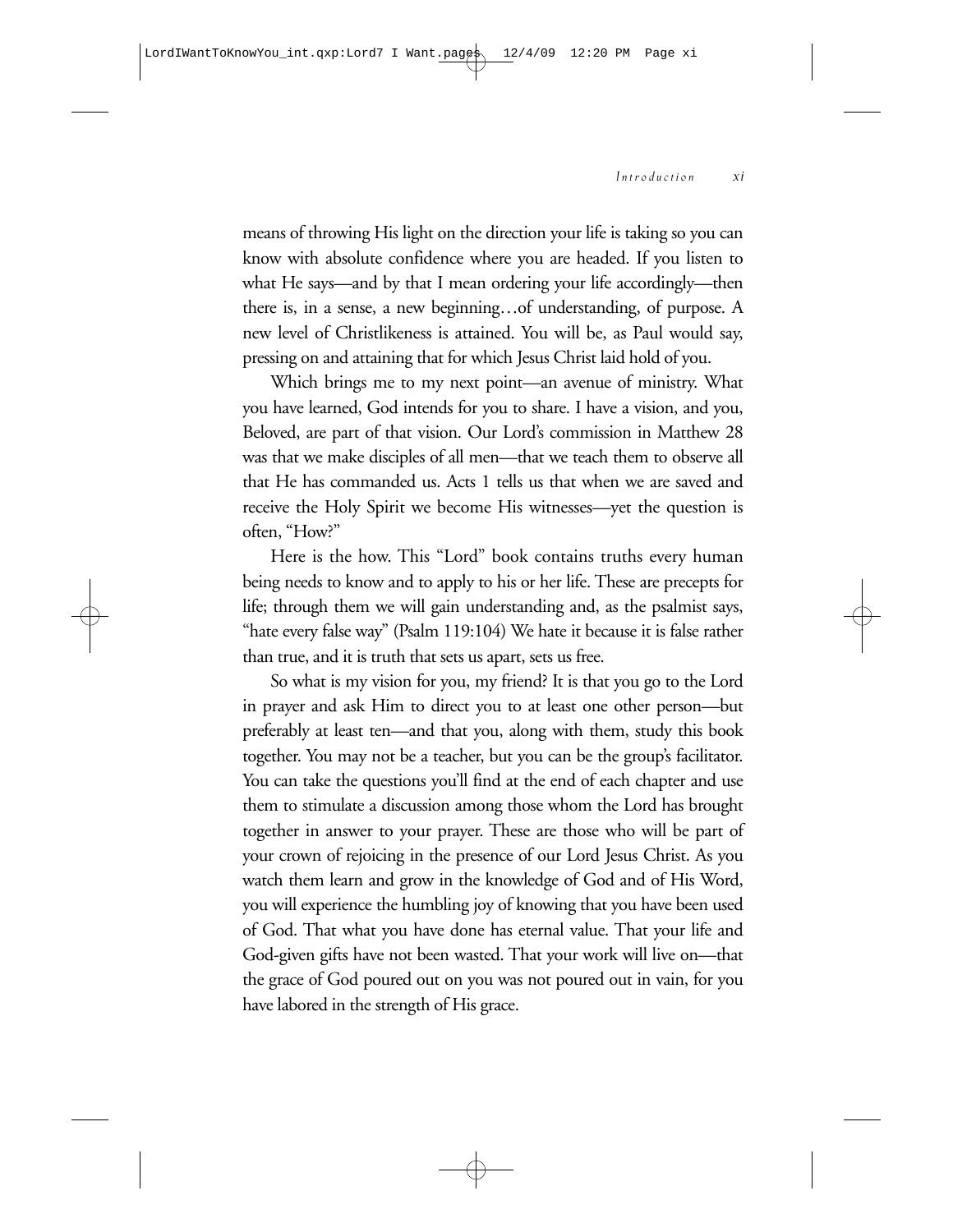means of throwing His light on the direction your life is taking so you can know with absolute confidence where you are headed. If you listen to what He says—and by that I mean ordering your life accordingly—then there is, in a sense, a new beginning…of understanding, of purpose. A new level of Christlikeness is attained. You will be, as Paul would say, pressing on and attaining that for which Jesus Christ laid hold of you.

Which brings me to my next point—an avenue of ministry. What you have learned, God intends for you to share. I have a vision, and you, Beloved, are part of that vision. Our Lord's commission in Matthew 28 was that we make disciples of all men—that we teach them to observe all that He has commanded us. Acts 1 tells us that when we are saved and receive the Holy Spirit we become His witnesses—yet the question is often, "How?"

Here is the how. This "Lord" book contains truths every human being needs to know and to apply to his or her life. These are precepts for life; through them we will gain understanding and, as the psalmist says, "hate every false way" (Psalm 119:104) We hate it because it is false rather than true, and it is truth that sets us apart, sets us free.

So what is my vision for you, my friend? It is that you go to the Lord in prayer and ask Him to direct you to at least one other person—but preferably at least ten—and that you, along with them, study this book together. You may not be a teacher, but you can be the group's facilitator. You can take the questions you'll find at the end of each chapter and use them to stimulate a discussion among those whom the Lord has brought together in answer to your prayer. These are those who will be part of your crown of rejoicing in the presence of our Lord Jesus Christ. As you watch them learn and grow in the knowledge of God and of His Word, you will experience the humbling joy of knowing that you have been used of God. That what you have done has eternal value. That your life and God-given gifts have not been wasted. That your work will live on—that the grace of God poured out on you was not poured out in vain, for you have labored in the strength of His grace.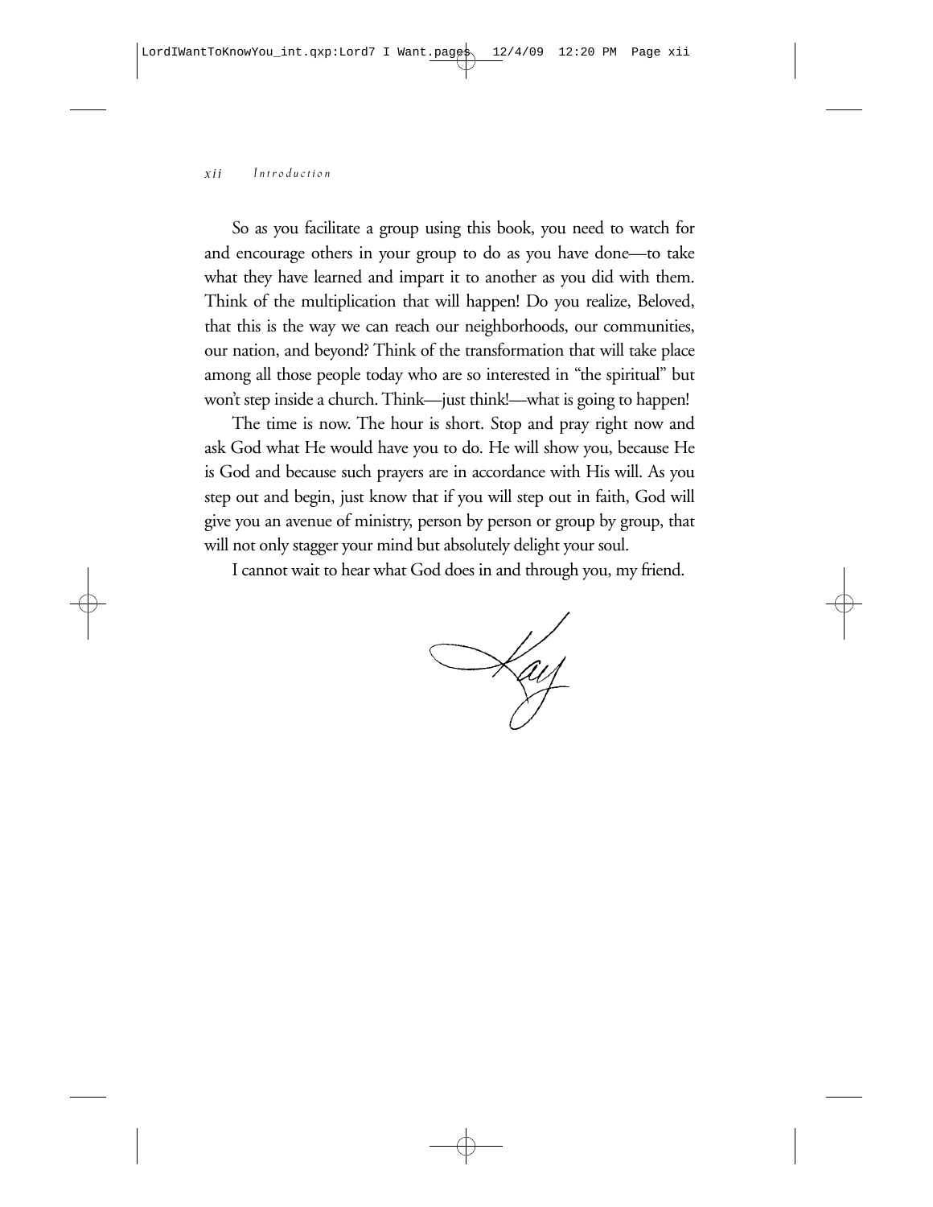So as you facilitate a group using this book, you need to watch for and encourage others in your group to do as you have done—to take what they have learned and impart it to another as you did with them. Think of the multiplication that will happen! Do you realize, Beloved, that this is the way we can reach our neighborhoods, our communities, our nation, and beyond? Think of the transformation that will take place among all those people today who are so interested in "the spiritual" but won't step inside a church. Think—just think!—what is going to happen!

The time is now. The hour is short. Stop and pray right now and ask God what He would have you to do. He will show you, because He is God and because such prayers are in accordance with His will. As you step out and begin, just know that if you will step out in faith, God will give you an avenue of ministry, person by person or group by group, that will not only stagger your mind but absolutely delight your soul.

I cannot wait to hear what God does in and through you, my friend.

Kay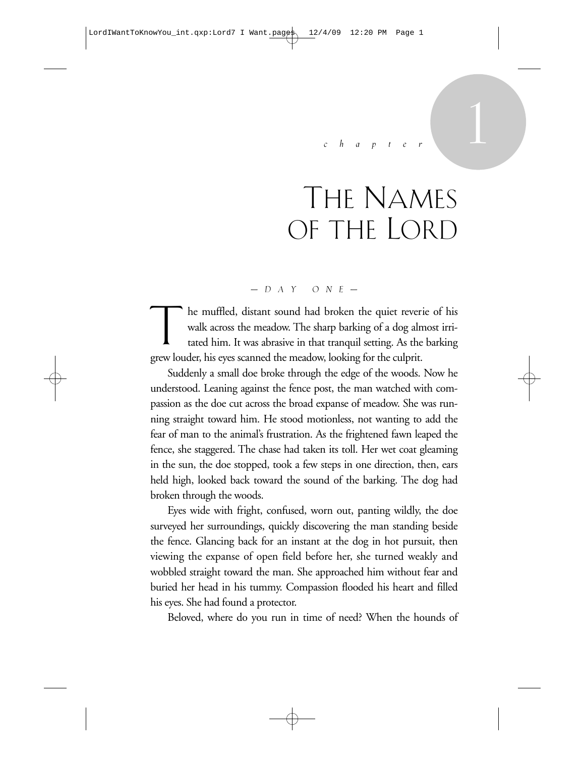*chapter* 1

# The Names of the Lord

— DAY ONE —

The muffled, distant sound had broken the quiet reverie of his walk across the meadow. The sharp barking of a dog almost irritated him. It was abrasive in that tranquil setting. As the barking grew louder, his eyes scanned the meadow, looking for the culprit.

Suddenly a small doe broke through the edge of the woods. Now he understood. Leaning against the fence post, the man watched with compassion as the doe cut across the broad expanse of meadow. She was running straight toward him. He stood motionless, not wanting to add the fear of man to the animal's frustration. As the frightened fawn leaped the fence, she staggered. The chase had taken its toll. Her wet coat gleaming in the sun, the doe stopped, took a few steps in one direction, then, ears held high, looked back toward the sound of the barking. The dog had broken through the woods.

Eyes wide with fright, confused, worn out, panting wildly, the doe surveyed her surroundings, quickly discovering the man standing beside the fence. Glancing back for an instant at the dog in hot pursuit, then viewing the expanse of open field before her, she turned weakly and wobbled straight toward the man. She approached him without fear and buried her head in his tummy. Compassion flooded his heart and filled his eyes. She had found a protector.

Beloved, where do you run in time of need? When the hounds of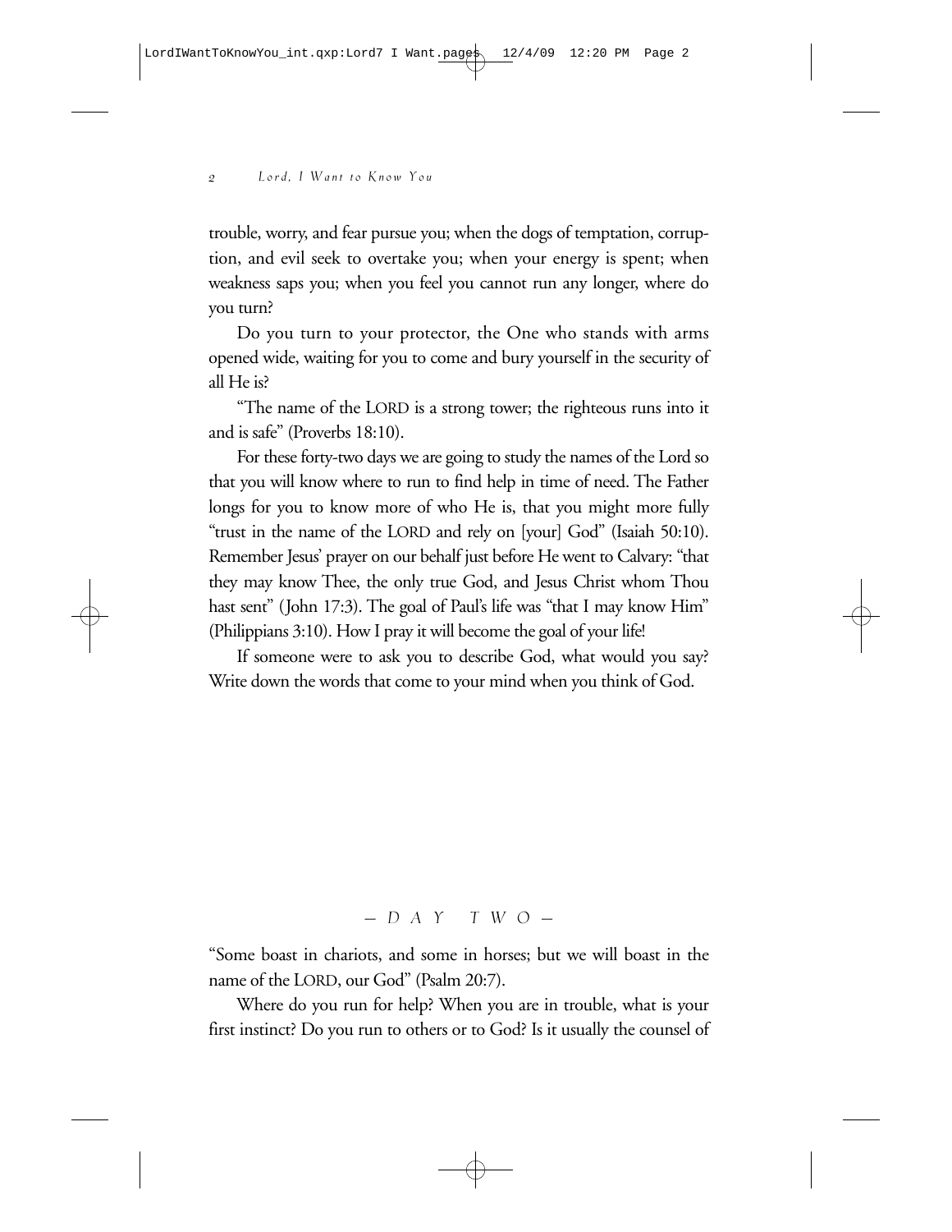trouble, worry, and fear pursue you; when the dogs of temptation, corruption, and evil seek to overtake you; when your energy is spent; when weakness saps you; when you feel you cannot run any longer, where do you turn?

Do you turn to your protector, the One who stands with arms opened wide, waiting for you to come and bury yourself in the security of all He is?

"The name of the LORD is a strong tower; the righteous runs into it and is safe" (Proverbs 18:10).

For these forty-two days we are going to study the names of the Lord so that you will know where to run to find help in time of need. The Father longs for you to know more of who He is, that you might more fully "trust in the name of the LORD and rely on [your] God" (Isaiah 50:10). Remember Jesus' prayer on our behalf just before He went to Calvary: "that they may know Thee, the only true God, and Jesus Christ whom Thou hast sent" (John 17:3). The goal of Paul's life was "that I may know Him" (Philippians 3:10). How I pray it will become the goal of your life!

If someone were to ask you to describe God, what would you say? Write down the words that come to your mind when you think of God.

## — DAY TWO —

"Some boast in chariots, and some in horses; but we will boast in the name of the LORD, our God" (Psalm 20:7).

Where do you run for help? When you are in trouble, what is your first instinct? Do you run to others or to God? Is it usually the counsel of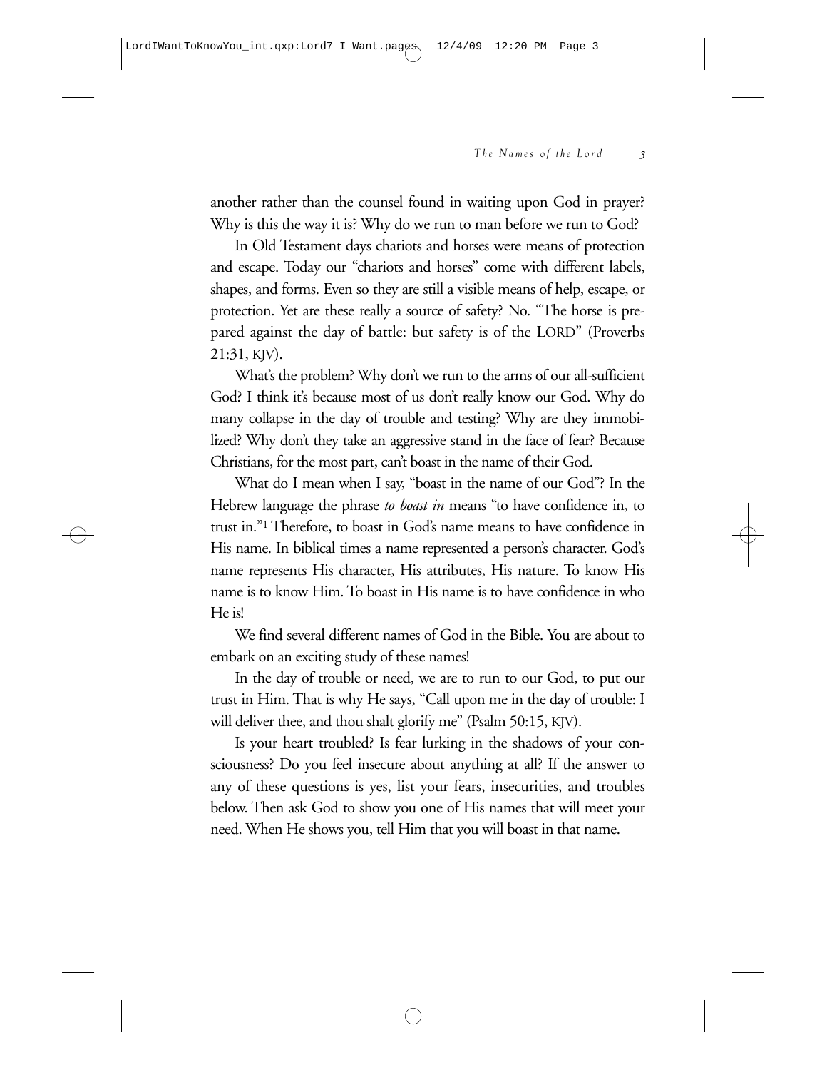another rather than the counsel found in waiting upon God in prayer? Why is this the way it is? Why do we run to man before we run to God?

In Old Testament days chariots and horses were means of protection and escape. Today our "chariots and horses" come with different labels, shapes, and forms. Even so they are still a visible means of help, escape, or protection. Yet are these really a source of safety? No. "The horse is prepared against the day of battle: but safety is of the LORD" (Proverbs 21:31, KJV).

What's the problem? Why don't we run to the arms of our all-sufficient God? I think it's because most of us don't really know our God. Why do many collapse in the day of trouble and testing? Why are they immobilized? Why don't they take an aggressive stand in the face of fear? Because Christians, for the most part, can't boast in the name of their God.

What do I mean when I say, "boast in the name of our God"? In the Hebrew language the phrase *to boast in* means "to have confidence in, to trust in."[1] Therefore, to boast in God's name means to have confidence in His name. In biblical times a name represented a person's character. God's name represents His character, His attributes, His nature. To know His name is to know Him. To boast in His name is to have confidence in who He is!

We find several different names of God in the Bible. You are about to embark on an exciting study of these names!

In the day of trouble or need, we are to run to our God, to put our trust in Him. That is why He says, "Call upon me in the day of trouble: I will deliver thee, and thou shalt glorify me" (Psalm 50:15, KJV).

Is your heart troubled? Is fear lurking in the shadows of your consciousness? Do you feel insecure about anything at all? If the answer to any of these questions is yes, list your fears, insecurities, and troubles below. Then ask God to show you one of His names that will meet your need. When He shows you, tell Him that you will boast in that name.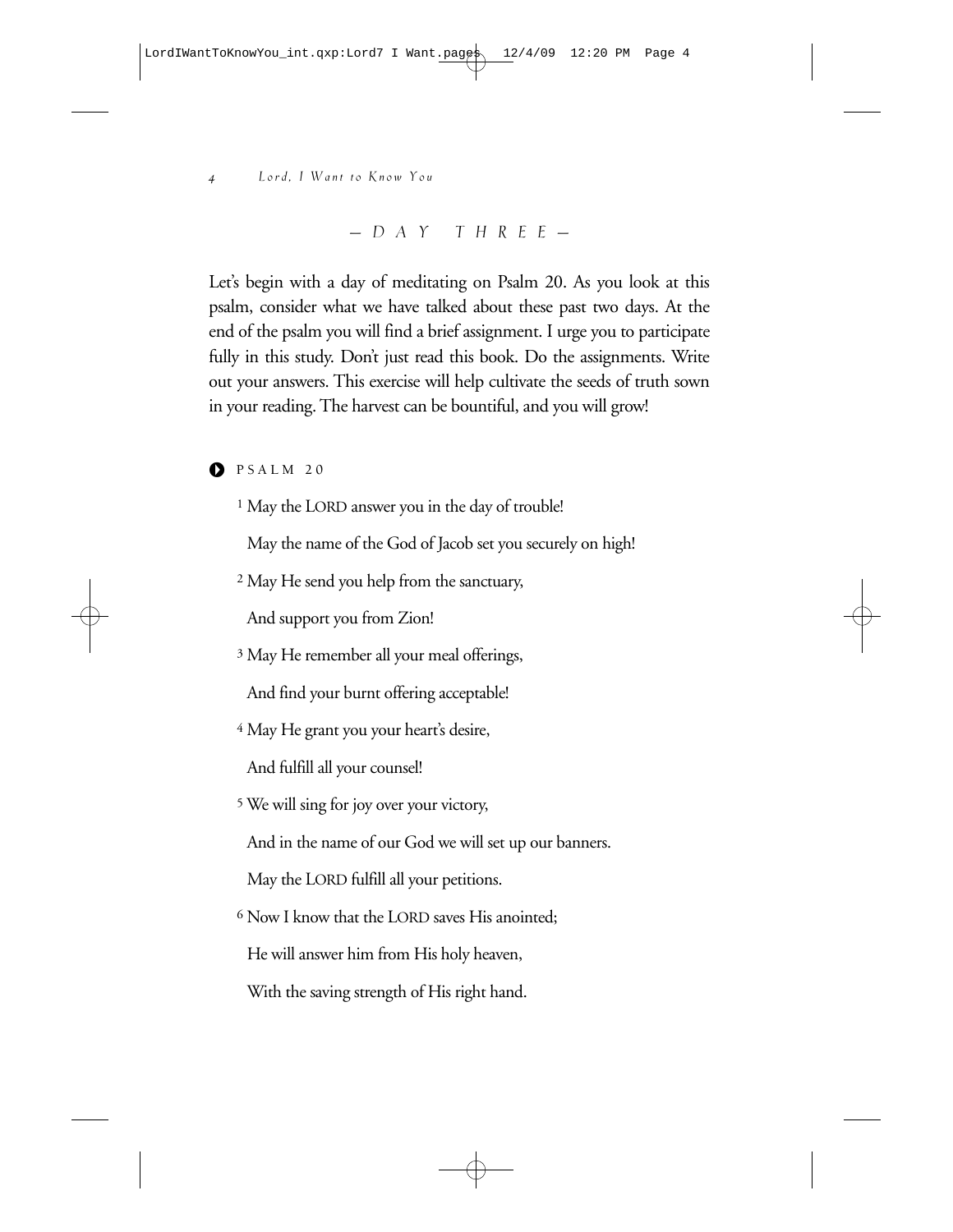## — DAY THREE —

Let's begin with a day of meditating on Psalm 20. As you look at this psalm, consider what we have talked about these past two days. At the end of the psalm you will find a brief assignment. I urge you to participate fully in this study. Don't just read this book. Do the assignments. Write out your answers. This exercise will help cultivate the seeds of truth sown in your reading. The harvest can be bountiful, and you will grow!

### PSALM 20

[1] May the LORD answer you in the day of trouble!

May the name of the God of Jacob set you securely on high!

[2] May He send you help from the sanctuary,

And support you from Zion!

[3] May He remember all your meal offerings,

And find your burnt offering acceptable!

[4] May He grant you your heart's desire,

And fulfill all your counsel!

[5] We will sing for joy over your victory,

And in the name of our God we will set up our banners.

May the LORD fulfill all your petitions.

[6] Now I know that the LORD saves His anointed;

He will answer him from His holy heaven,

With the saving strength of His right hand.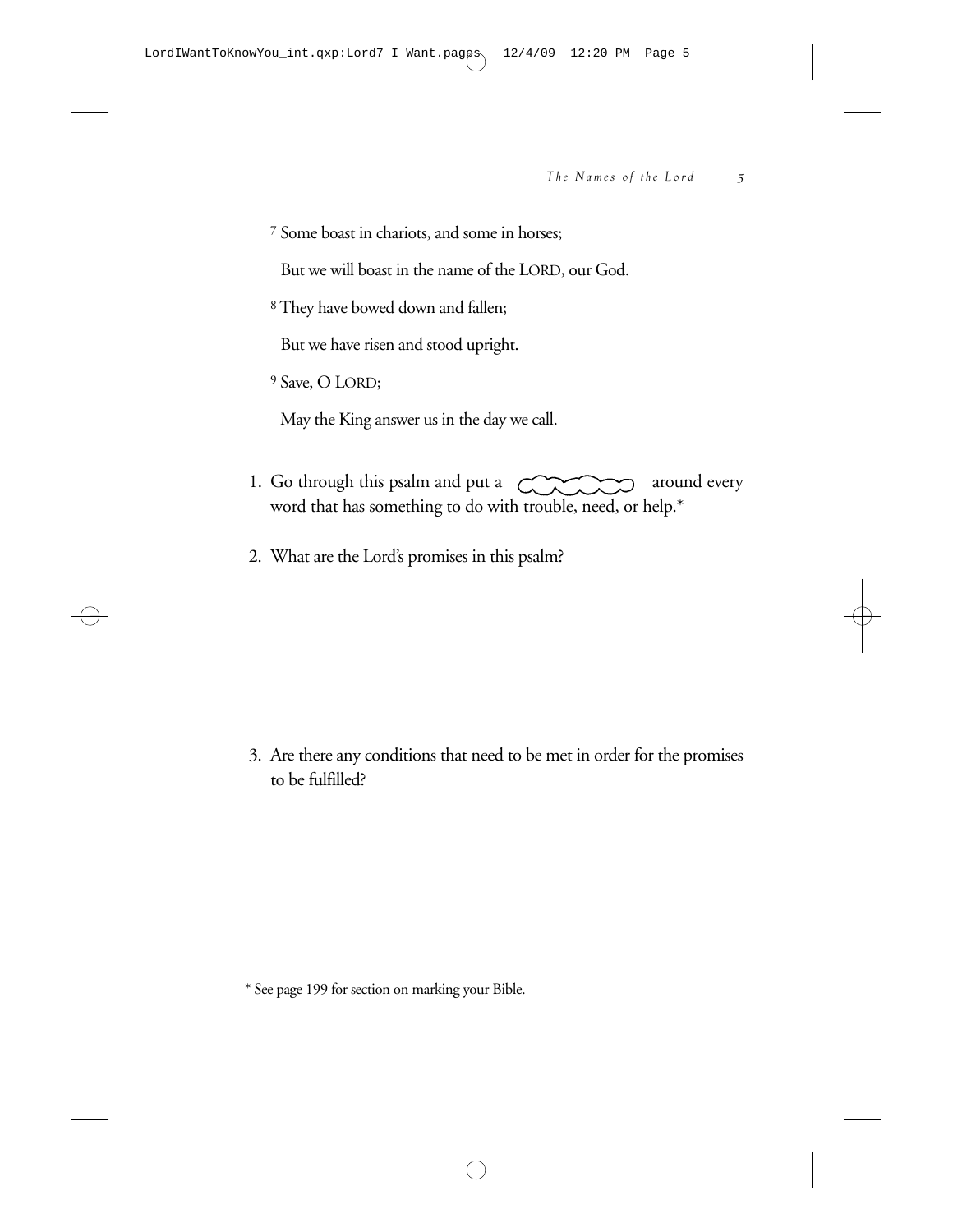[7] Some boast in chariots, and some in horses;

But we will boast in the name of the LORD, our God.

[8] They have bowed down and fallen;

But we have risen and stood upright.

[9] Save, O LORD;

May the King answer us in the day we call.

1. Go through this psalm and put a cloud around every word that has something to do with trouble, need, or help.*

2. What are the Lord's promises in this psalm?

3. Are there any conditions that need to be met in order for the promises to be fulfilled?

* See page 199 for section on marking your Bible.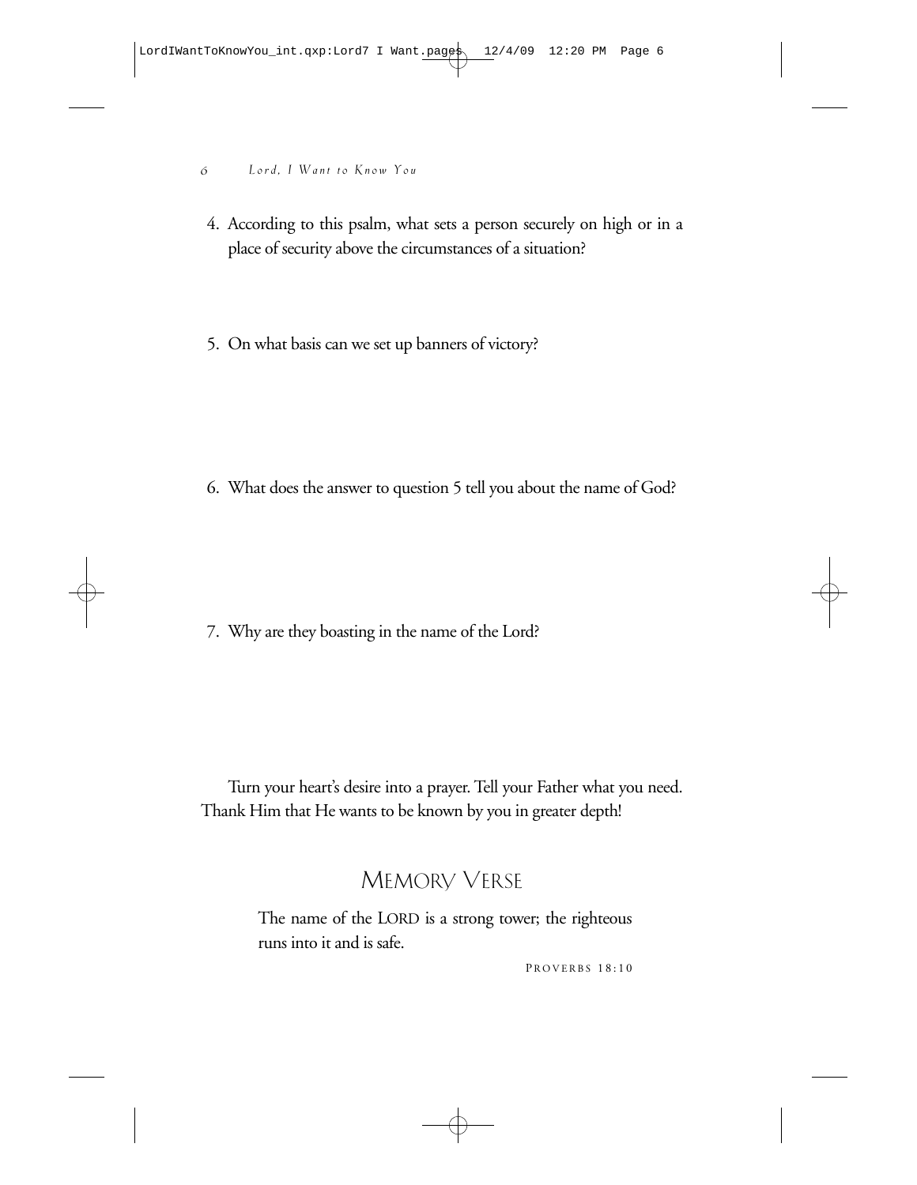4. According to this psalm, what sets a person securely on high or in a place of security above the circumstances of a situation?

5. On what basis can we set up banners of victory?

6. What does the answer to question 5 tell you about the name of God?

7. Why are they boasting in the name of the Lord?

Turn your heart's desire into a prayer. Tell your Father what you need. Thank Him that He wants to be known by you in greater depth!

## Memory Verse

> The name of the LORD is a strong tower; the righteous runs into it and is safe.
>
> PROVERBS 18:10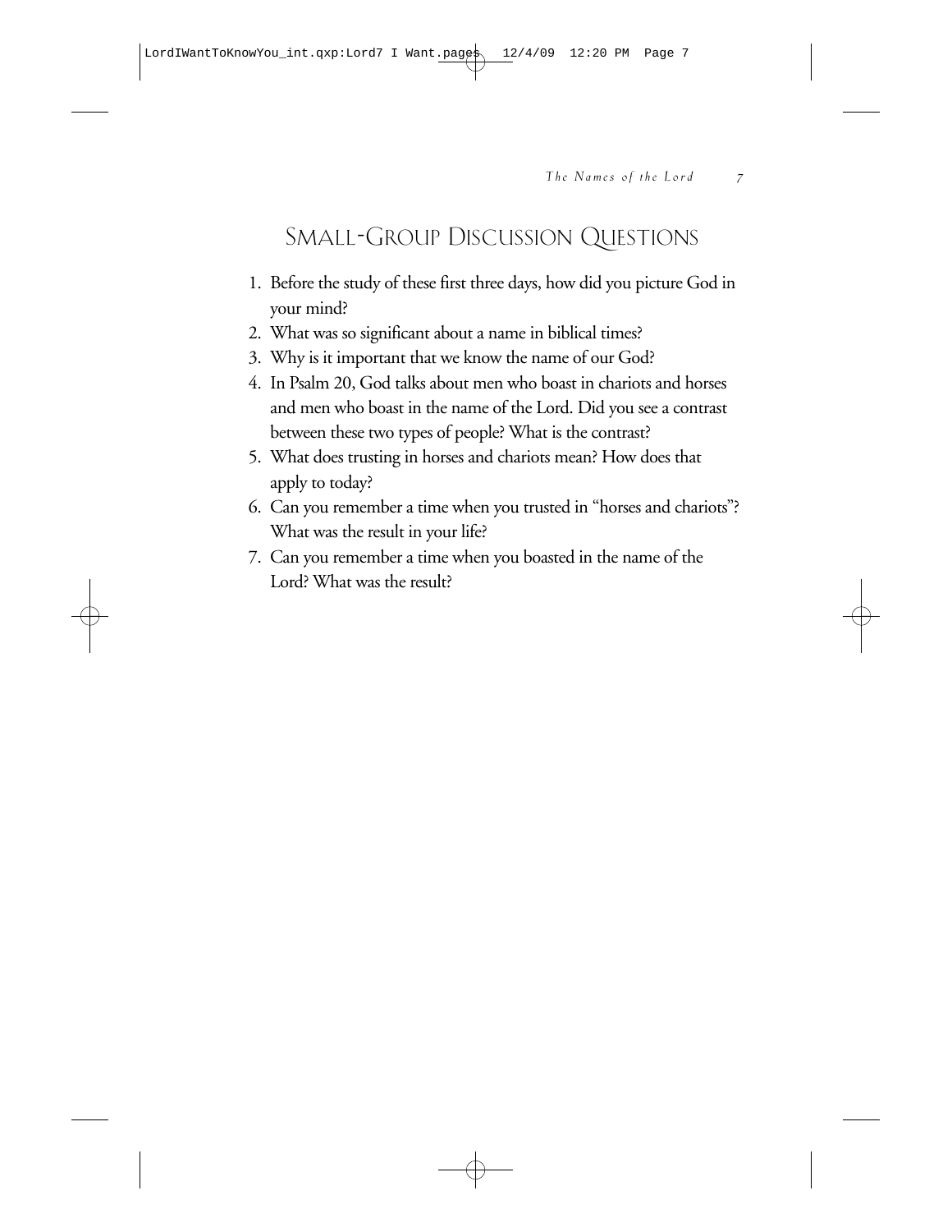## Small-Group Discussion Questions

1. Before the study of these first three days, how did you picture God in your mind?
2. What was so significant about a name in biblical times?
3. Why is it important that we know the name of our God?
4. In Psalm 20, God talks about men who boast in chariots and horses and men who boast in the name of the Lord. Did you see a contrast between these two types of people? What is the contrast?
5. What does trusting in horses and chariots mean? How does that apply to today?
6. Can you remember a time when you trusted in "horses and chariots"? What was the result in your life?
7. Can you remember a time when you boasted in the name of the Lord? What was the result?